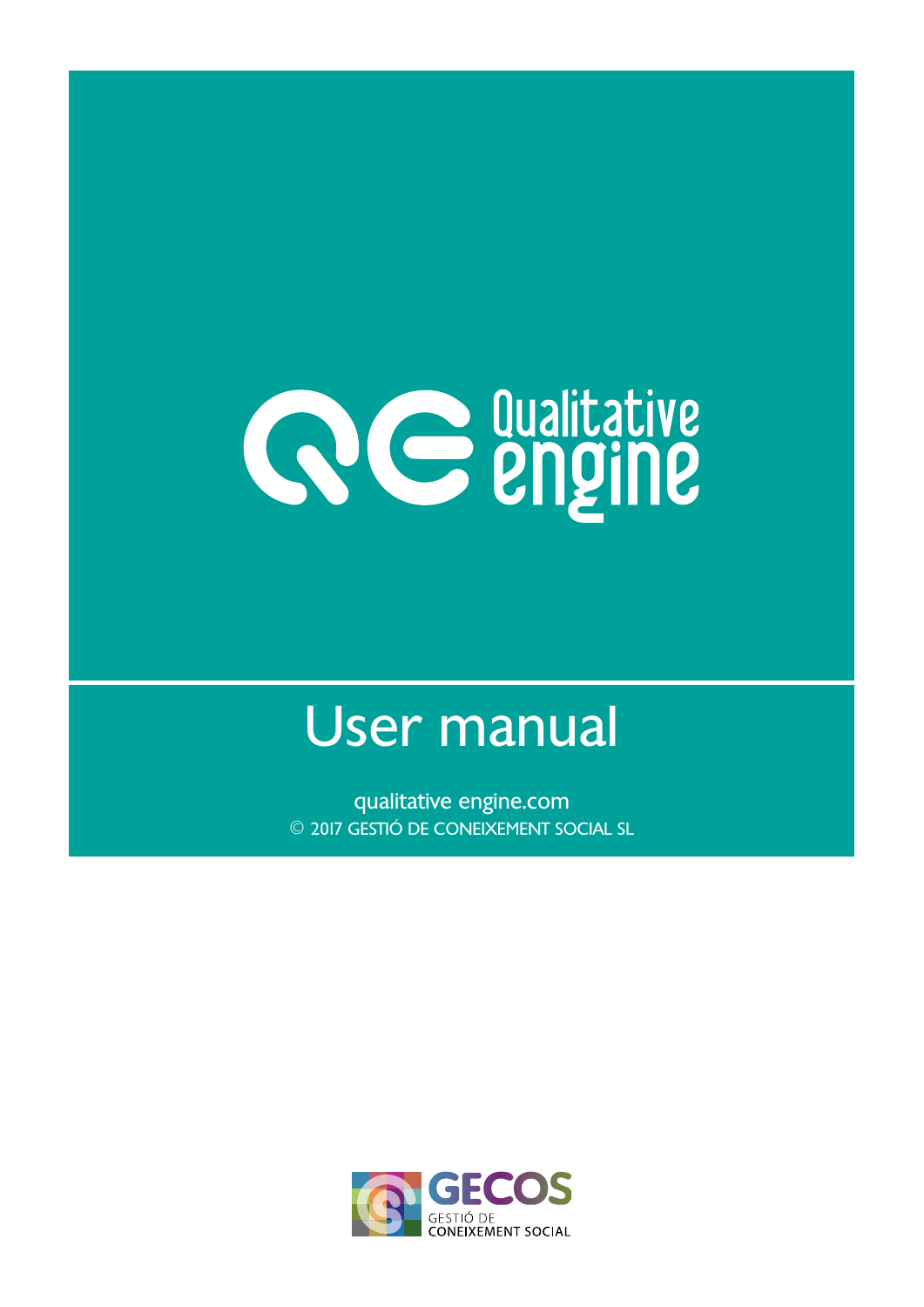# Qualitative engine

# User manual

qualitative engine.com

© 2017 GESTIÓ DE CONEIXEMENT SOCIAL SL

GECOS

GESTIÓ DE CONEIXEMENT SOCIAL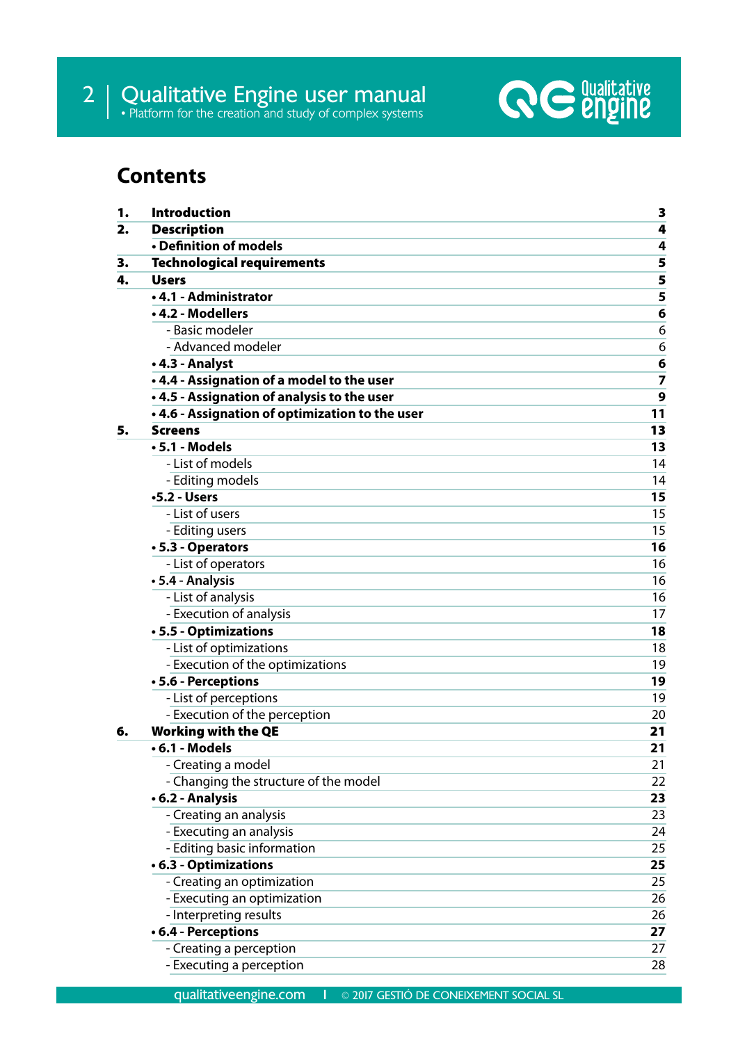# Contents

| | | |
|---|---|---|
| **1.** | **Introduction** | **3** |
| **2.** | **Description** | **4** |
| | **• Definition of models** | **4** |
| **3.** | **Technological requirements** | **5** |
| **4.** | **Users** | **5** |
| | **• 4.1 - Administrator** | **5** |
| | **• 4.2 - Modellers** | **6** |
| | - Basic modeler | 6 |
| | - Advanced modeler | 6 |
| | **• 4.3 - Analyst** | **6** |
| | **• 4.4 - Assignation of a model to the user** | **7** |
| | **• 4.5 - Assignation of analysis to the user** | **9** |
| | **• 4.6 - Assignation of optimization to the user** | **11** |
| **5.** | **Screens** | **13** |
| | **• 5.1 - Models** | **13** |
| | - List of models | 14 |
| | - Editing models | 14 |
| | **•5.2 - Users** | **15** |
| | - List of users | 15 |
| | - Editing users | 15 |
| | **• 5.3 - Operators** | **16** |
| | - List of operators | 16 |
| | **• 5.4 - Analysis** | **16** |
| | - List of analysis | 16 |
| | - Execution of analysis | 17 |
| | **• 5.5 - Optimizations** | **18** |
| | - List of optimizations | 18 |
| | - Execution of the optimizations | 19 |
| | **• 5.6 - Perceptions** | **19** |
| | - List of perceptions | 19 |
| | - Execution of the perception | 20 |
| **6.** | **Working with the QE** | **21** |
| | **• 6.1 - Models** | **21** |
| | - Creating a model | 21 |
| | - Changing the structure of the model | 22 |
| | **• 6.2 - Analysis** | **23** |
| | - Creating an analysis | 23 |
| | - Executing an analysis | 24 |
| | - Editing basic information | 25 |
| | **• 6.3 - Optimizations** | **25** |
| | - Creating an optimization | 25 |
| | - Executing an optimization | 26 |
| | - Interpreting results | 26 |
| | **• 6.4 - Perceptions** | **27** |
| | - Creating a perception | 27 |
| | - Executing a perception | 28 |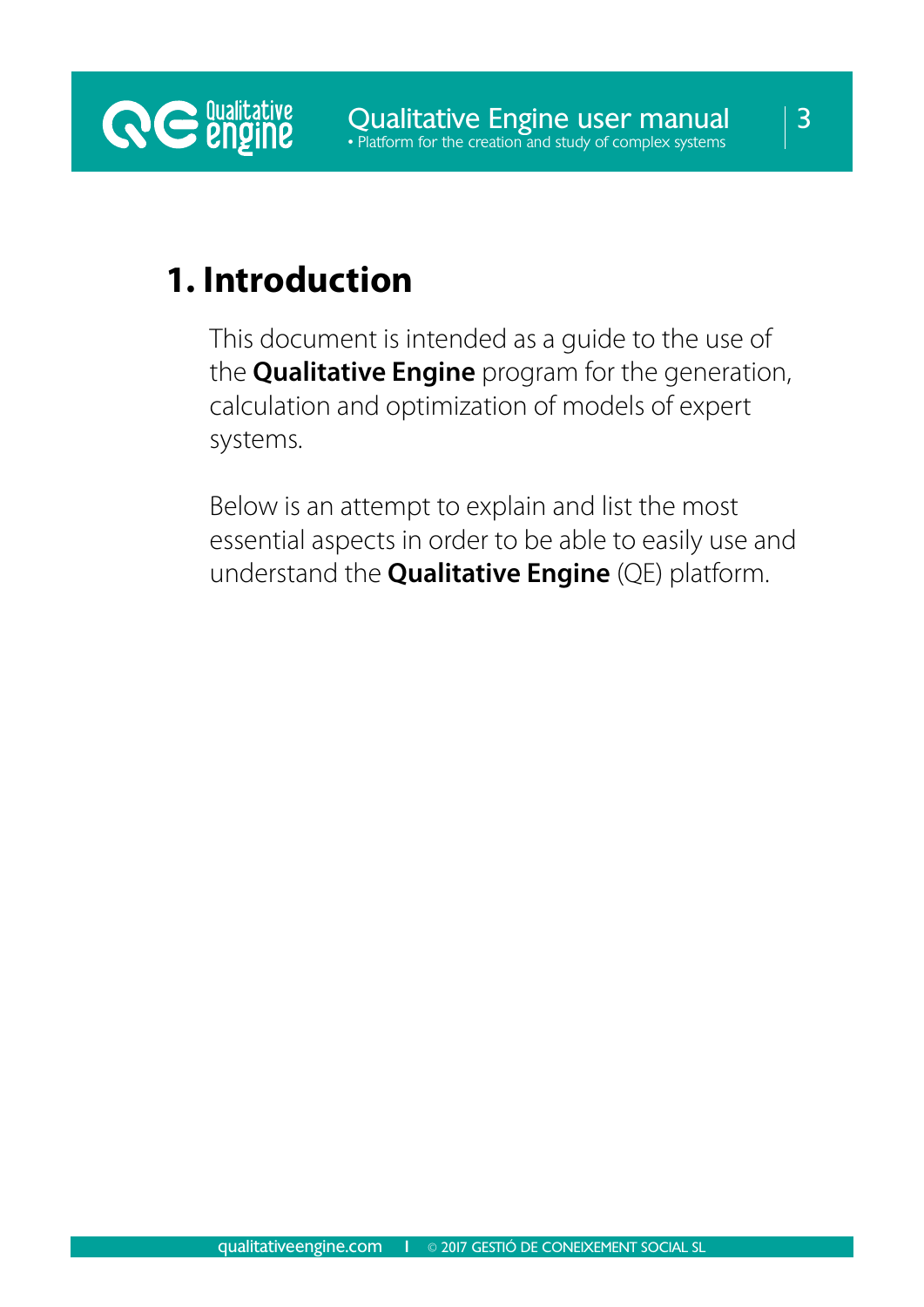# 1. Introduction

This document is intended as a guide to the use of the **Qualitative Engine** program for the generation, calculation and optimization of models of expert systems.

Below is an attempt to explain and list the most essential aspects in order to be able to easily use and understand the **Qualitative Engine** (QE) platform.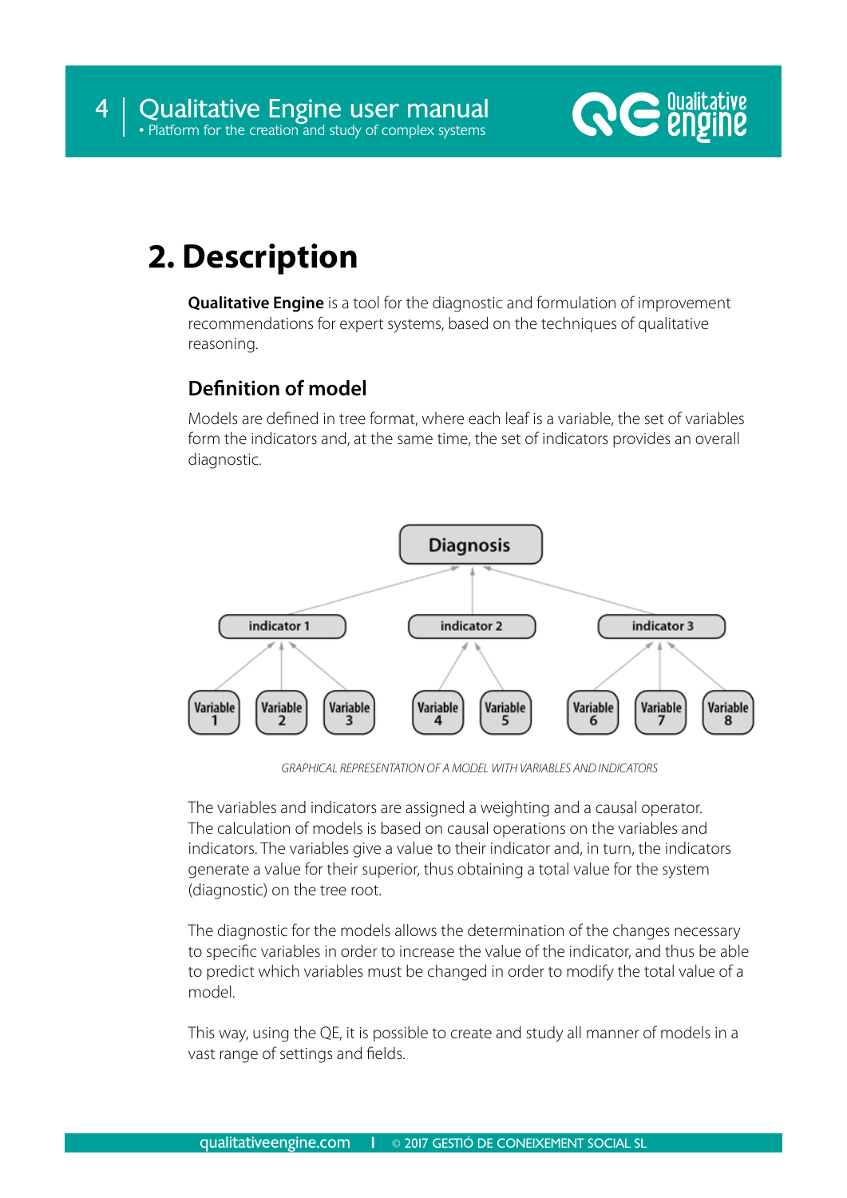# 2. Description

**Qualitative Engine** is a tool for the diagnostic and formulation of improvement recommendations for expert systems, based on the techniques of qualitative reasoning.

## Definition of model

Models are defined in tree format, where each leaf is a variable, the set of variables form the indicators and, at the same time, the set of indicators provides an overall diagnostic.

GRAPHICAL REPRESENTATION OF A MODEL WITH VARIABLES AND INDICATORS

The variables and indicators are assigned a weighting and a causal operator. The calculation of models is based on causal operations on the variables and indicators. The variables give a value to their indicator and, in turn, the indicators generate a value for their superior, thus obtaining a total value for the system (diagnostic) on the tree root.

The diagnostic for the models allows the determination of the changes necessary to specific variables in order to increase the value of the indicator, and thus be able to predict which variables must be changed in order to modify the total value of a model.

This way, using the QE, it is possible to create and study all manner of models in a vast range of settings and fields.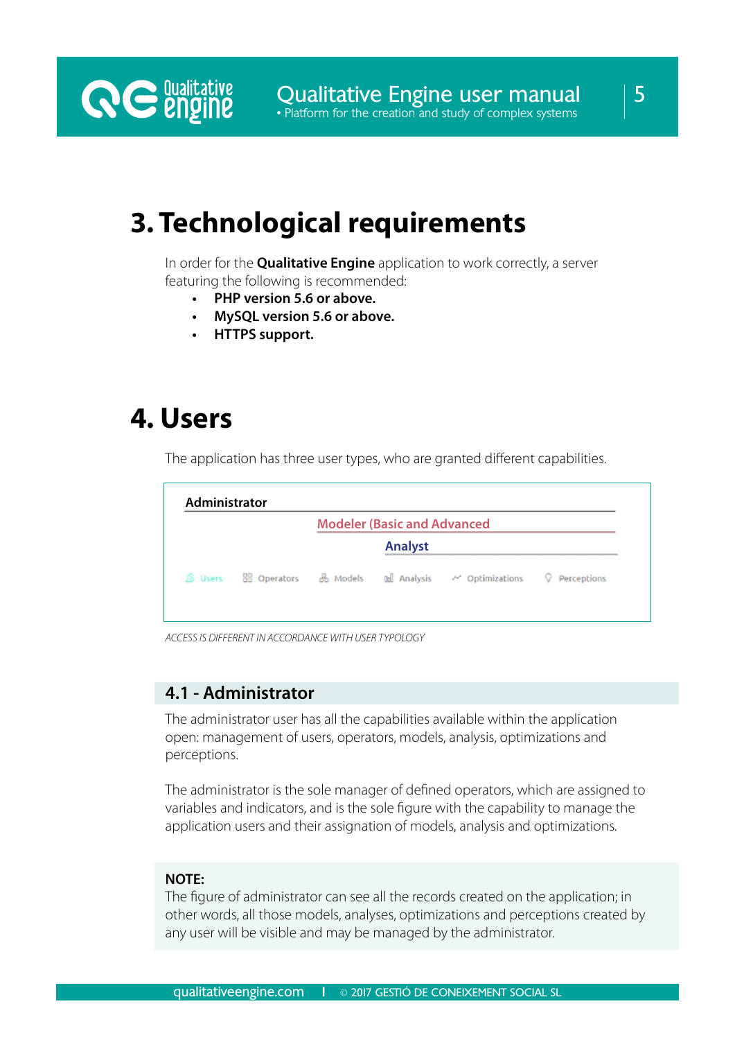# 3. Technological requirements

In order for the **Qualitative Engine** application to work correctly, a server featuring the following is recommended:

- **PHP version 5.6 or above.**
- **MySQL version 5.6 or above.**
- **HTTPS support.**

# 4. Users

The application has three user types, who are granted different capabilities.

**Administrator**

Modeler (Basic and Advanced

Analyst

Users    Operators    Models    Analysis    Optimizations    Perceptions

*ACCESS IS DIFFERENT IN ACCORDANCE WITH USER TYPOLOGY*

## 4.1 - Administrator

The administrator user has all the capabilities available within the application open: management of users, operators, models, analysis, optimizations and perceptions.

The administrator is the sole manager of defined operators, which are assigned to variables and indicators, and is the sole figure with the capability to manage the application users and their assignation of models, analysis and optimizations.

**NOTE:**
The figure of administrator can see all the records created on the application; in other words, all those models, analyses, optimizations and perceptions created by any user will be visible and may be managed by the administrator.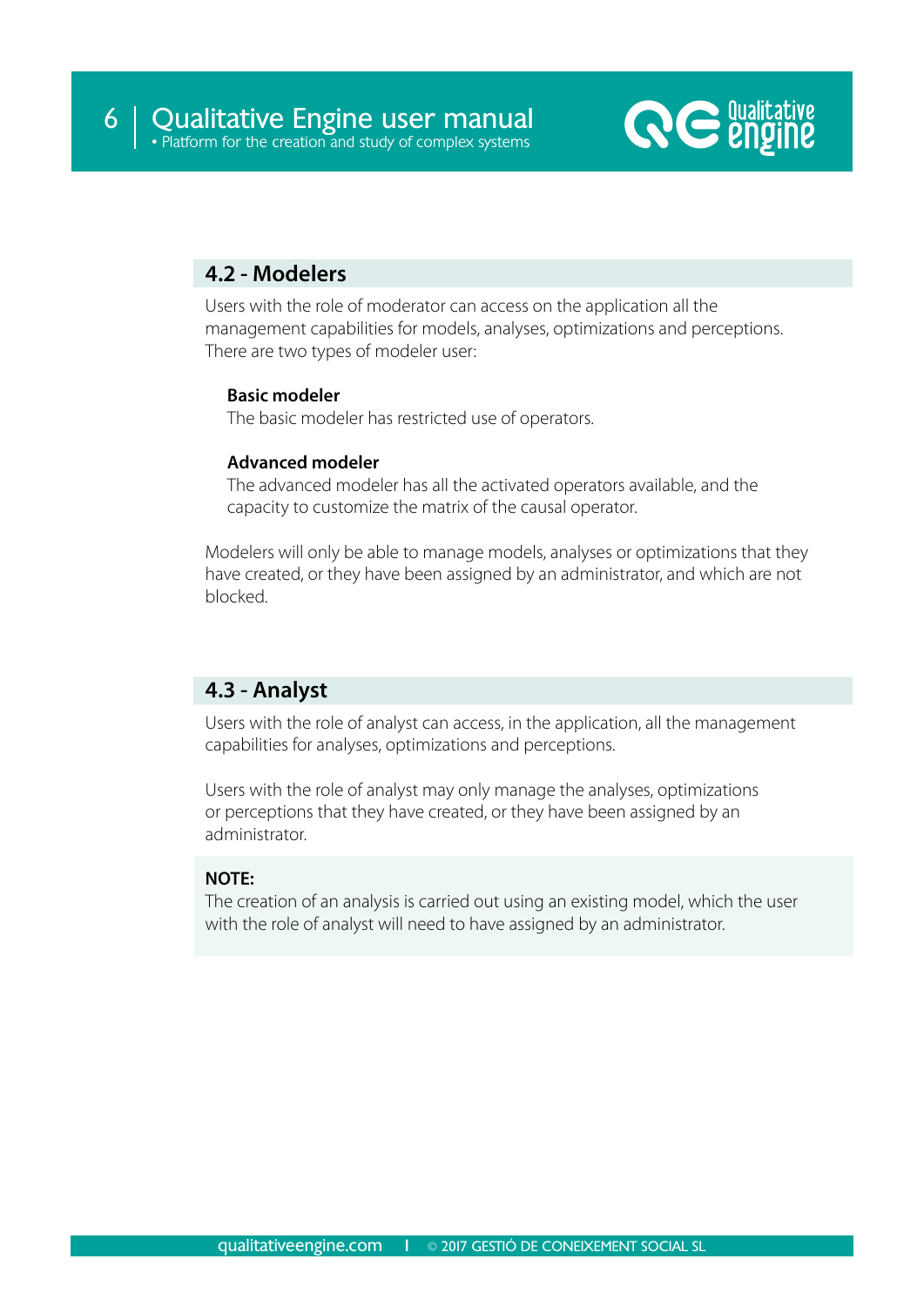## 4.2 - Modelers

Users with the role of moderator can access on the application all the management capabilities for models, analyses, optimizations and perceptions. There are two types of modeler user:

**Basic modeler**
The basic modeler has restricted use of operators.

**Advanced modeler**
The advanced modeler has all the activated operators available, and the capacity to customize the matrix of the causal operator.

Modelers will only be able to manage models, analyses or optimizations that they have created, or they have been assigned by an administrator, and which are not blocked.

## 4.3 - Analyst

Users with the role of analyst can access, in the application, all the management capabilities for analyses, optimizations and perceptions.

Users with the role of analyst may only manage the analyses, optimizations or perceptions that they have created, or they have been assigned by an administrator.

**NOTE:**
The creation of an analysis is carried out using an existing model, which the user with the role of analyst will need to have assigned by an administrator.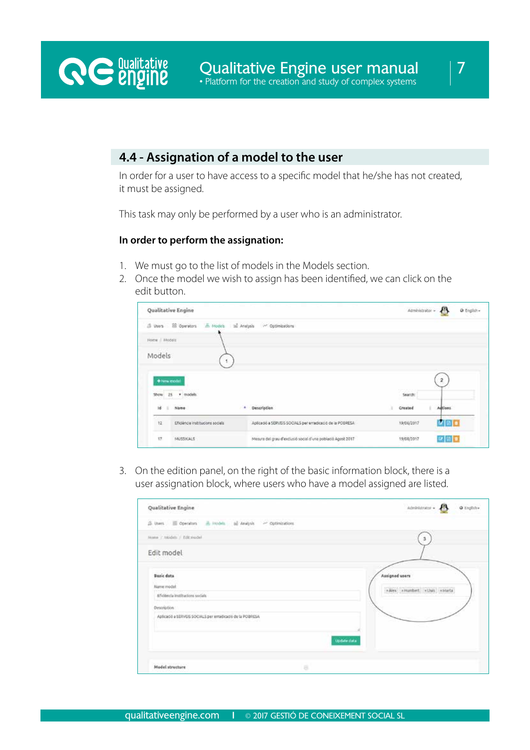## 4.4 - Assignation of a model to the user

In order for a user to have access to a specific model that he/she has not created, it must be assigned.

This task may only be performed by a user who is an administrator.

**In order to perform the assignation:**

1. We must go to the list of models in the Models section.
2. Once the model we wish to assign has been identified, we can click on the edit button.
3. On the edition panel, on the right of the basic information block, there is a user assignation block, where users who have a model assigned are listed.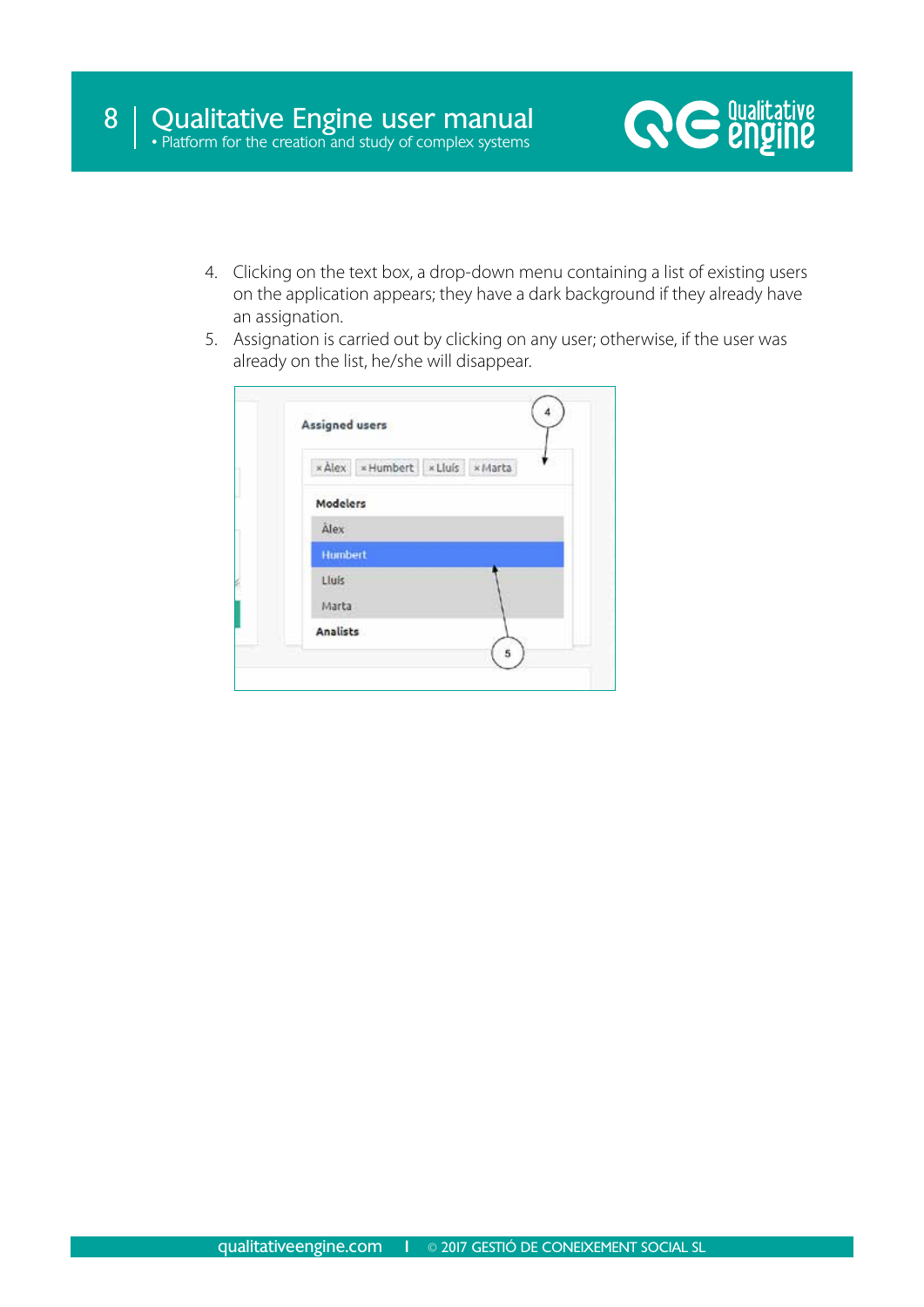4. Clicking on the text box, a drop-down menu containing a list of existing users on the application appears; they have a dark background if they already have an assignation.
5. Assignation is carried out by clicking on any user; otherwise, if the user was already on the list, he/she will disappear.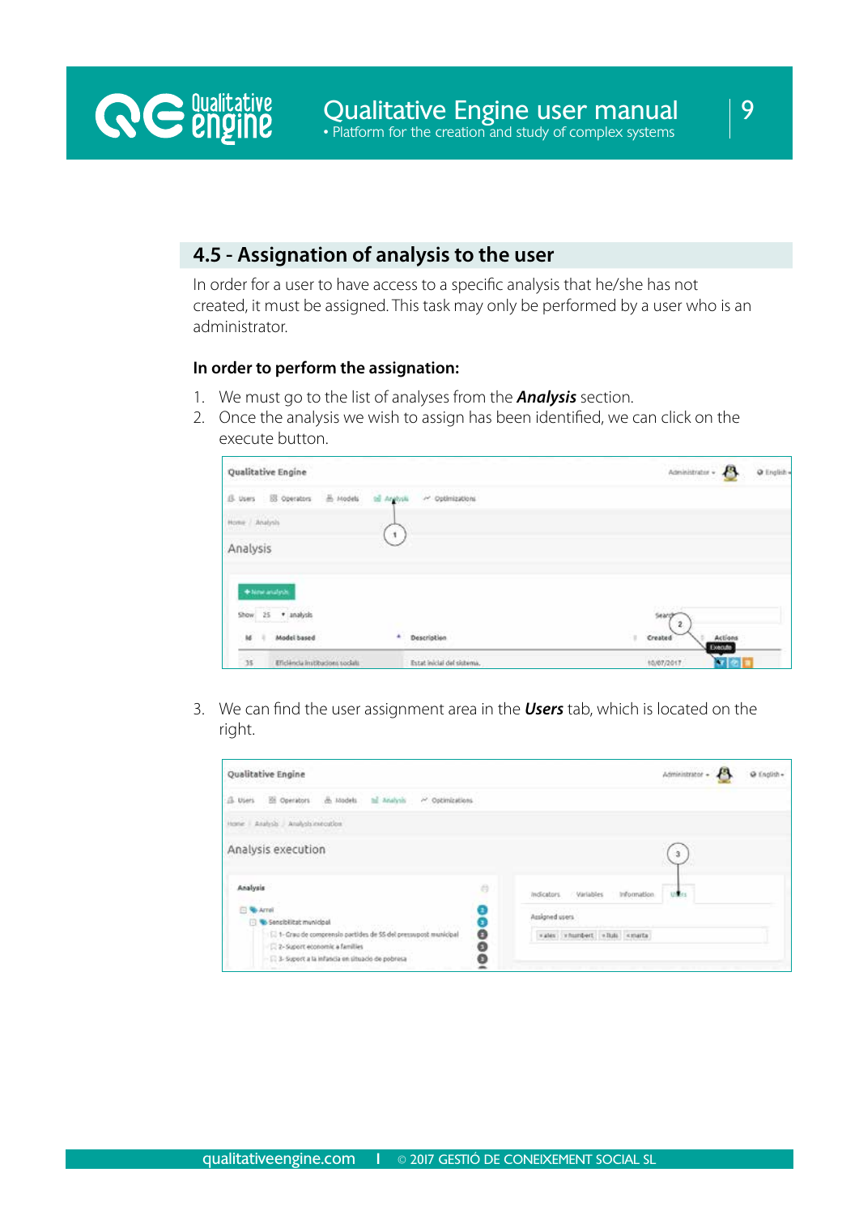## 4.5 - Assignation of analysis to the user

In order for a user to have access to a specific analysis that he/she has not created, it must be assigned. This task may only be performed by a user who is an administrator.

### In order to perform the assignation:

1. We must go to the list of analyses from the ***Analysis*** section.
2. Once the analysis we wish to assign has been identified, we can click on the execute button.
3. We can find the user assignment area in the ***Users*** tab, which is located on the right.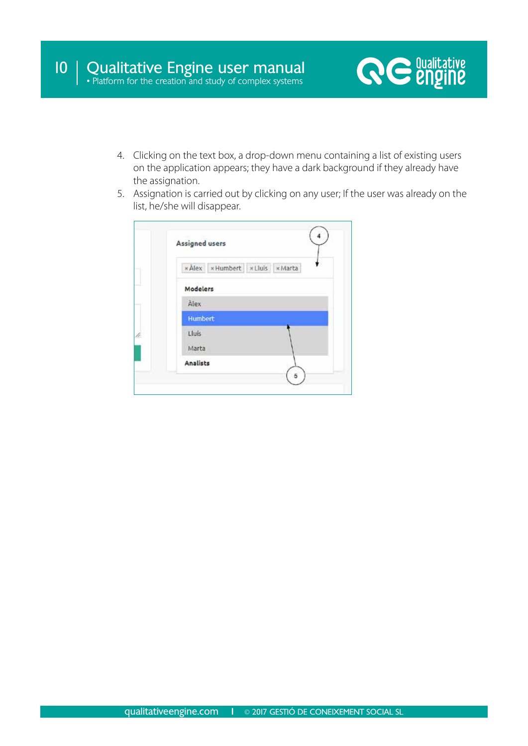4. Clicking on the text box, a drop-down menu containing a list of existing users on the application appears; they have a dark background if they already have the assignation.
5. Assignation is carried out by clicking on any user; If the user was already on the list, he/she will disappear.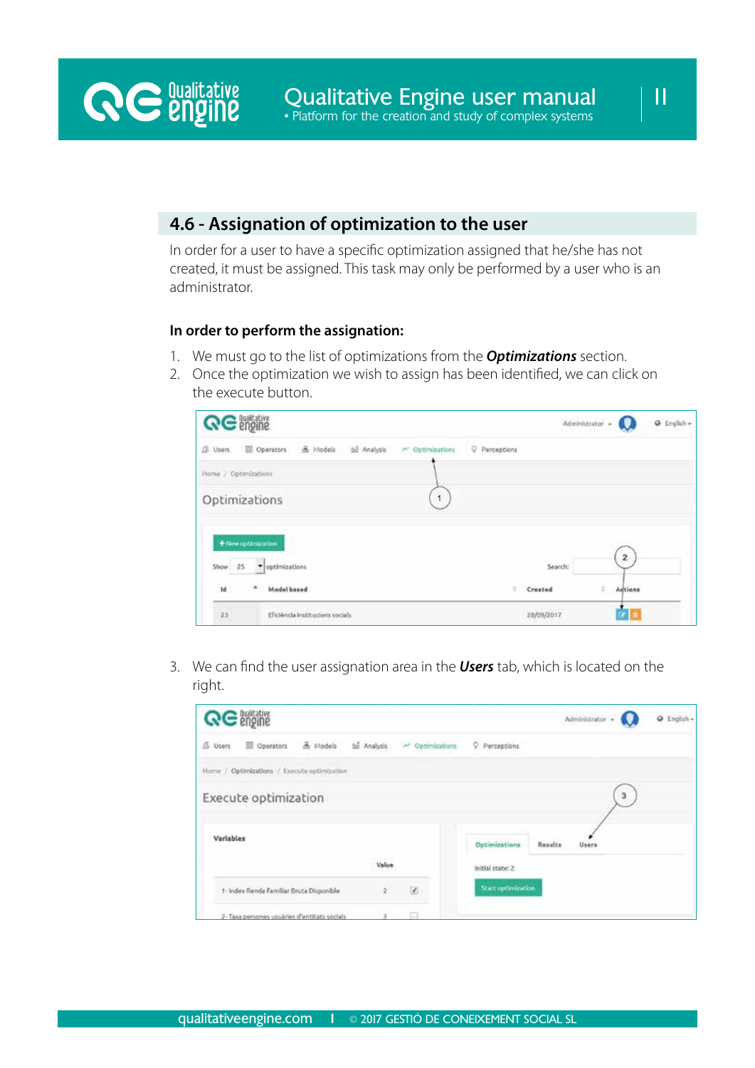## 4.6 - Assignation of optimization to the user

In order for a user to have a specific optimization assigned that he/she has not created, it must be assigned. This task may only be performed by a user who is an administrator.

**In order to perform the assignation:**

1. We must go to the list of optimizations from the ***Optimizations*** section.
2. Once the optimization we wish to assign has been identified, we can click on the execute button.

3. We can find the user assignation area in the ***Users*** tab, which is located on the right.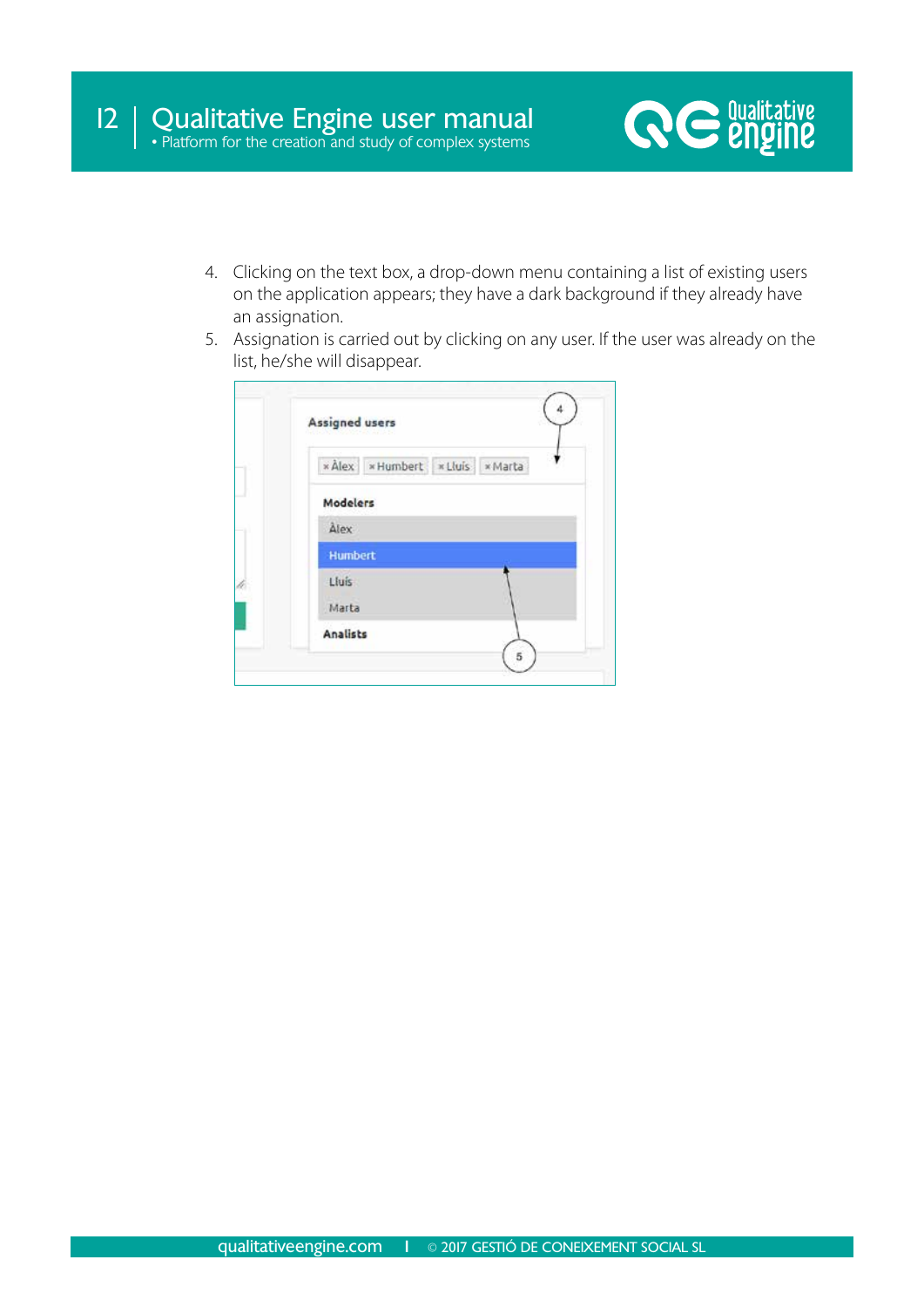4. Clicking on the text box, a drop-down menu containing a list of existing users on the application appears; they have a dark background if they already have an assignation.
5. Assignation is carried out by clicking on any user. If the user was already on the list, he/she will disappear.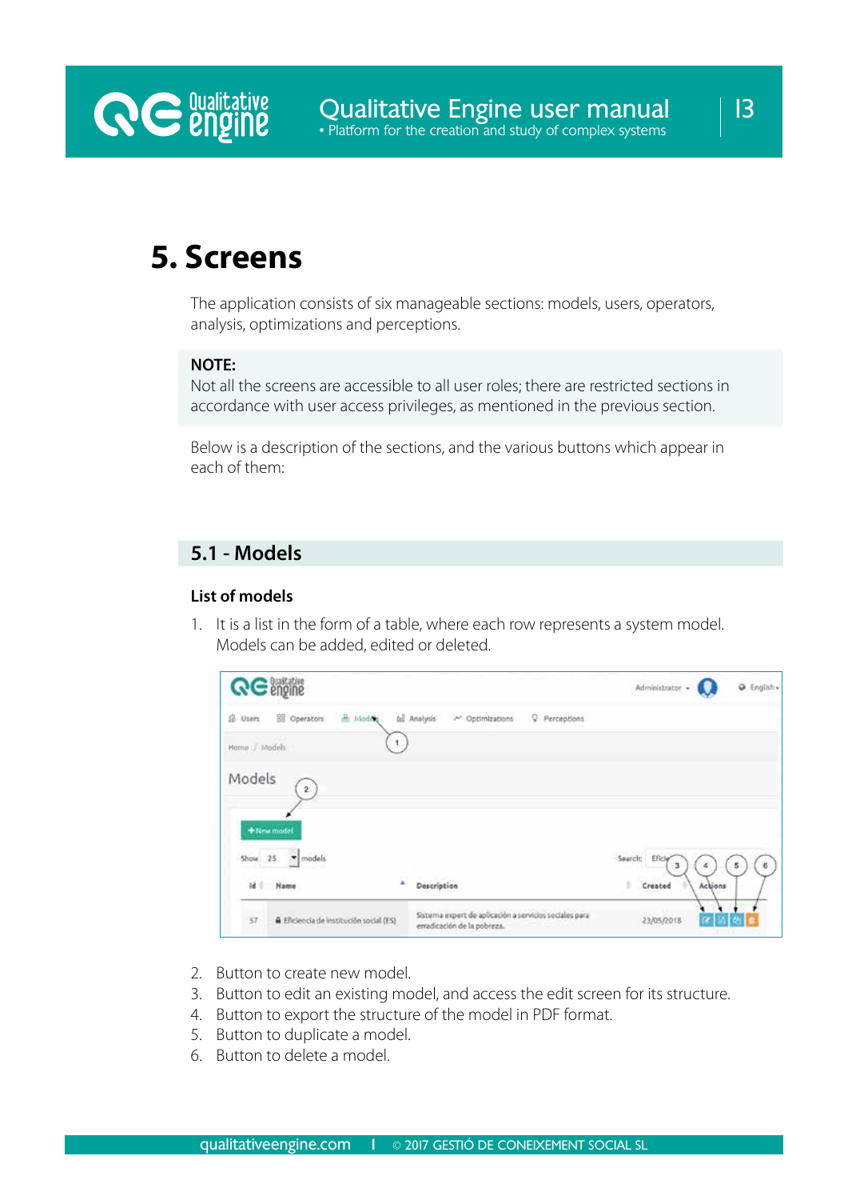# 5. Screens

The application consists of six manageable sections: models, users, operators, analysis, optimizations and perceptions.

**NOTE:**
Not all the screens are accessible to all user roles; there are restricted sections in accordance with user access privileges, as mentioned in the previous section.

Below is a description of the sections, and the various buttons which appear in each of them:

## 5.1 - Models

### List of models

1. It is a list in the form of a table, where each row represents a system model. Models can be added, edited or deleted.

2. Button to create new model.
3. Button to edit an existing model, and access the edit screen for its structure.
4. Button to export the structure of the model in PDF format.
5. Button to duplicate a model.
6. Button to delete a model.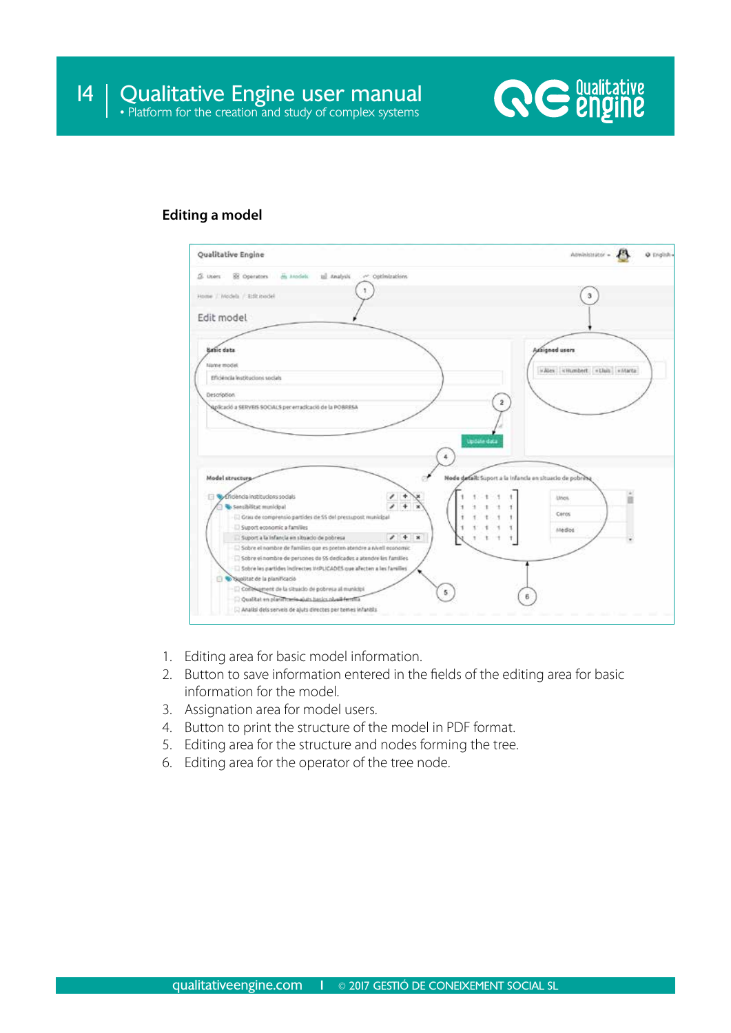## Editing a model

1. Editing area for basic model information.
2. Button to save information entered in the fields of the editing area for basic information for the model.
3. Assignation area for model users.
4. Button to print the structure of the model in PDF format.
5. Editing area for the structure and nodes forming the tree.
6. Editing area for the operator of the tree node.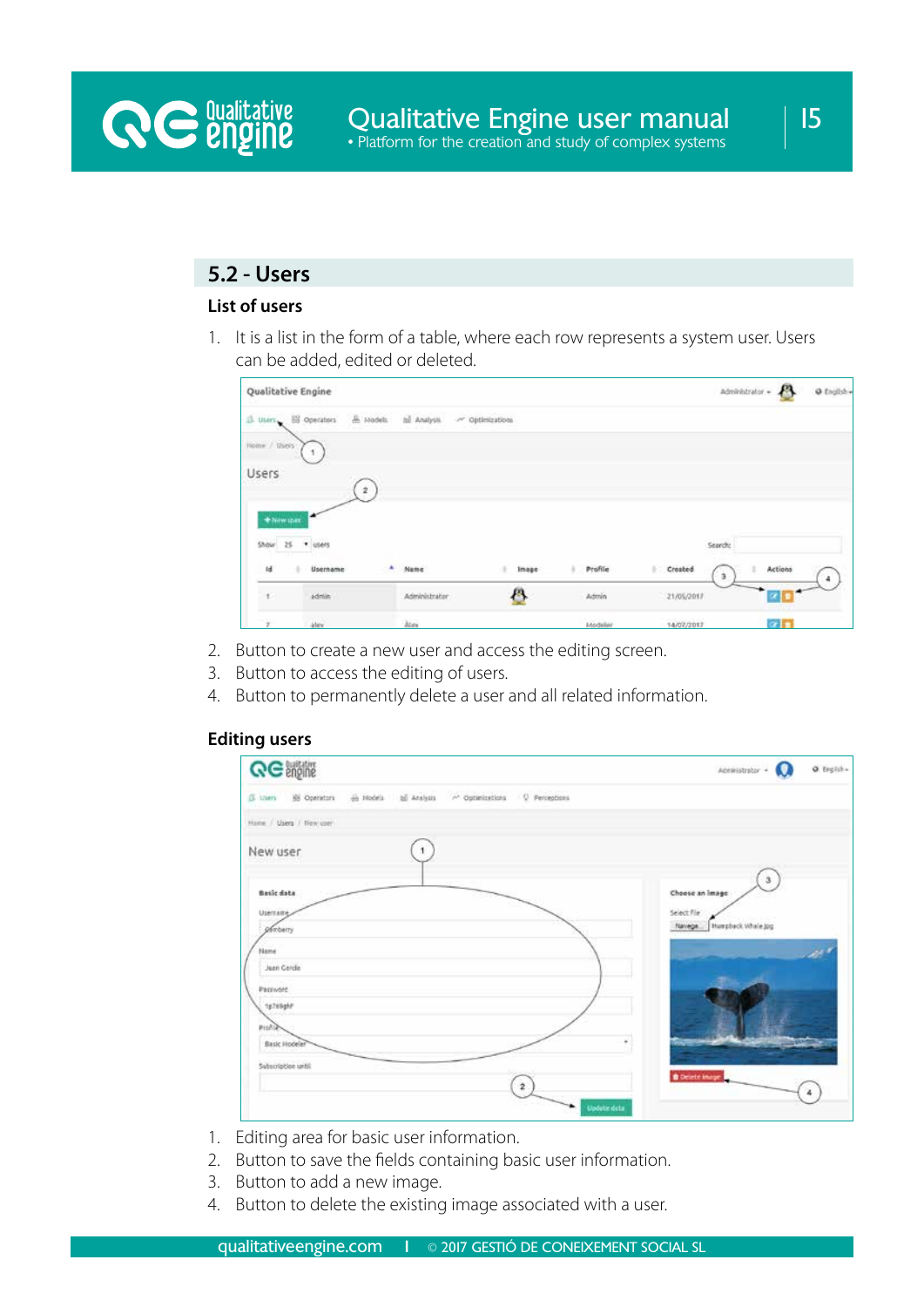## 5.2 - Users

### List of users

1. It is a list in the form of a table, where each row represents a system user. Users can be added, edited or deleted.

2. Button to create a new user and access the editing screen.
3. Button to access the editing of users.
4. Button to permanently delete a user and all related information.

### Editing users

1. Editing area for basic user information.
2. Button to save the fields containing basic user information.
3. Button to add a new image.
4. Button to delete the existing image associated with a user.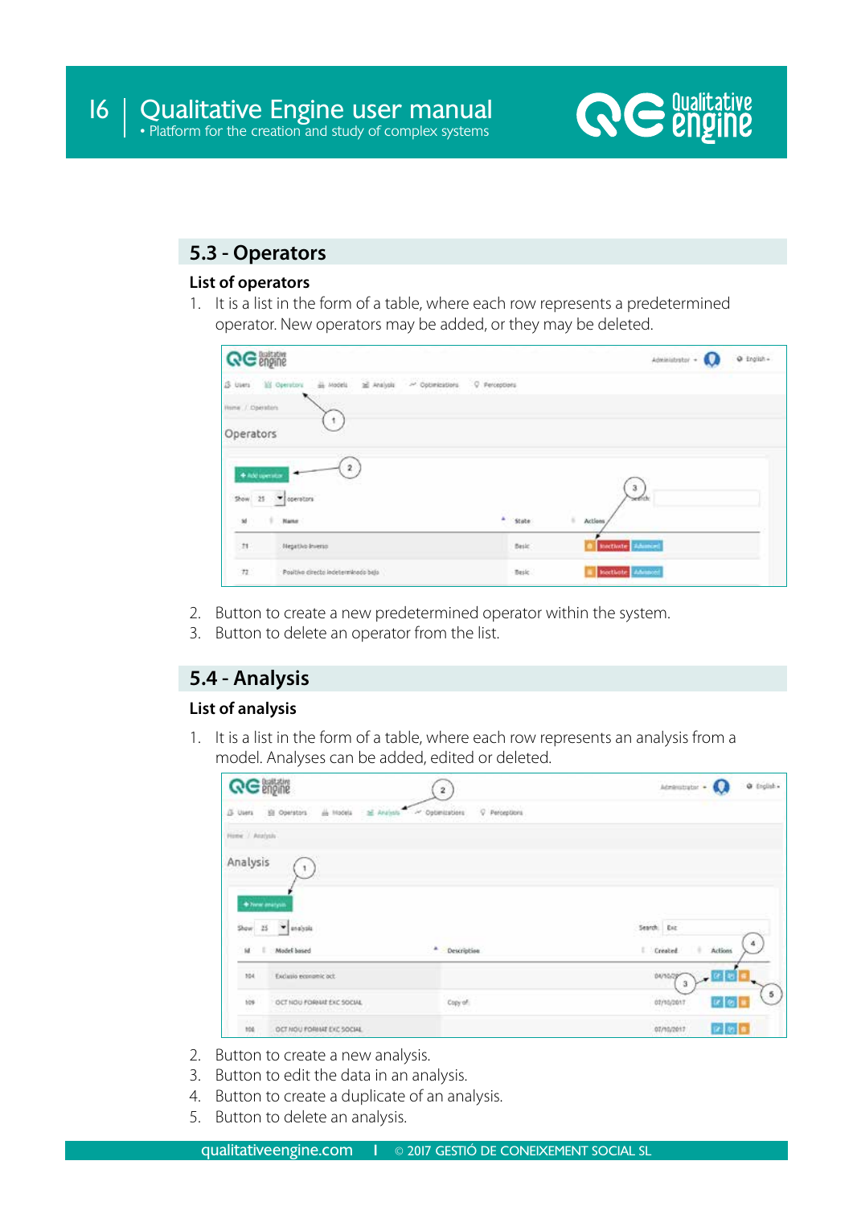## 5.3 - Operators

### List of operators

1. It is a list in the form of a table, where each row represents a predetermined operator. New operators may be added, or they may be deleted.

2. Button to create a new predetermined operator within the system.
3. Button to delete an operator from the list.

## 5.4 - Analysis

### List of analysis

1. It is a list in the form of a table, where each row represents an analysis from a model. Analyses can be added, edited or deleted.

2. Button to create a new analysis.
3. Button to edit the data in an analysis.
4. Button to create a duplicate of an analysis.
5. Button to delete an analysis.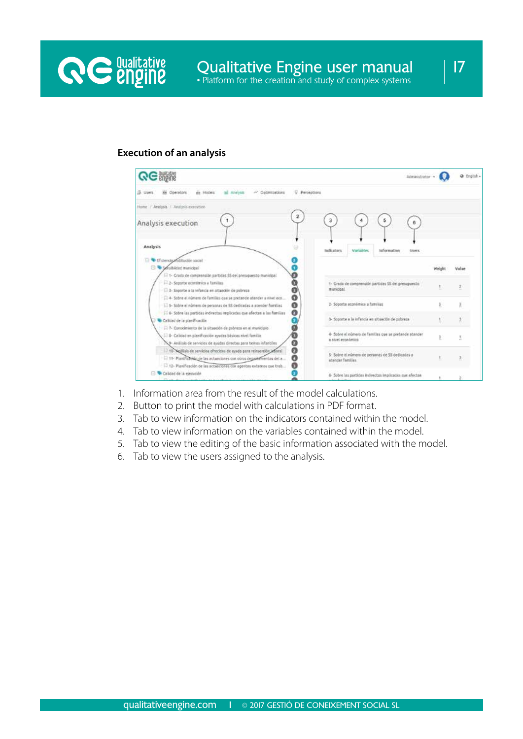## Execution of an analysis

1. Information area from the result of the model calculations.
2. Button to print the model with calculations in PDF format.
3. Tab to view information on the indicators contained within the model.
4. Tab to view information on the variables contained within the model.
5. Tab to view the editing of the basic information associated with the model.
6. Tab to view the users assigned to the analysis.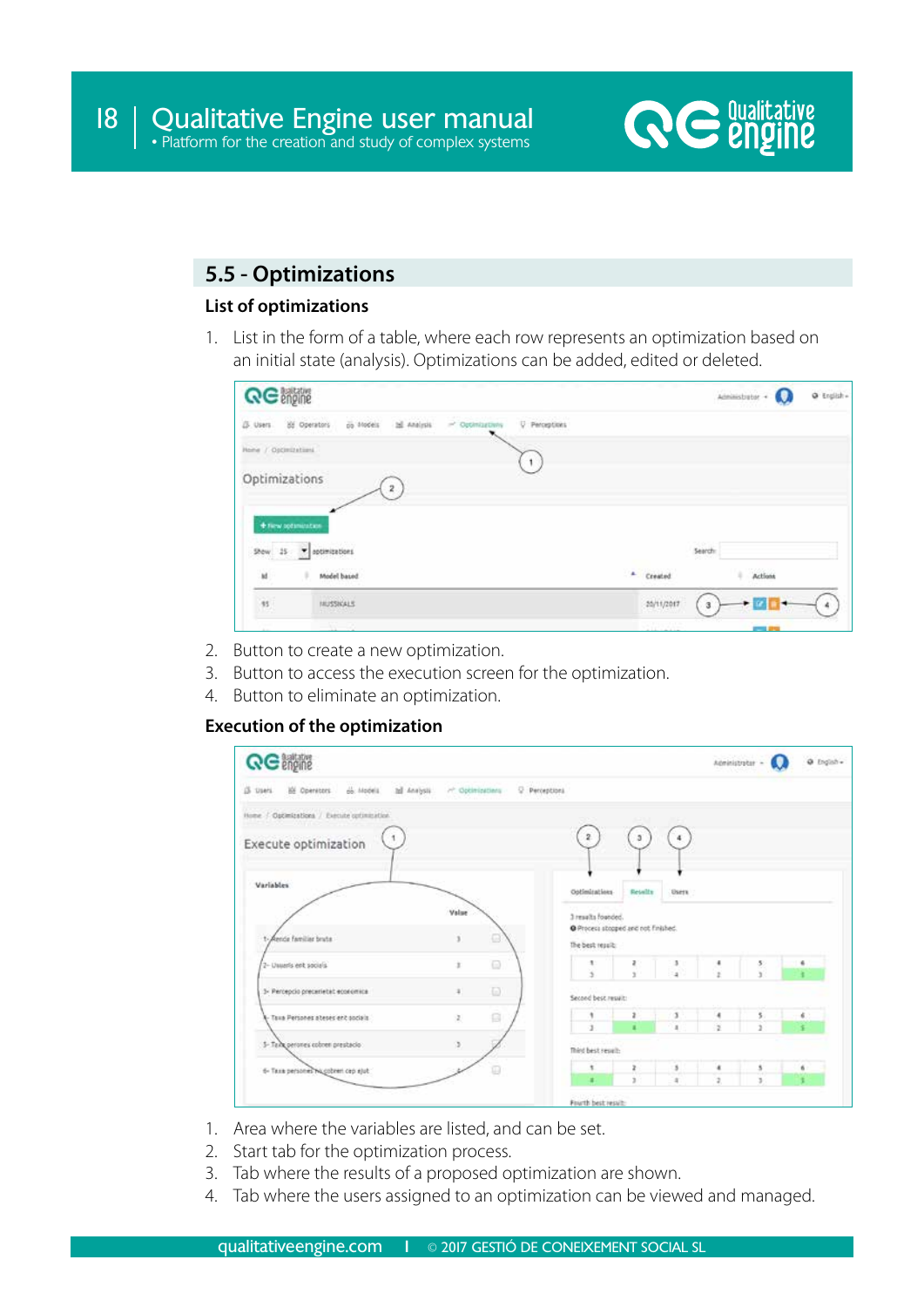## 5.5 - Optimizations

### List of optimizations

1. List in the form of a table, where each row represents an optimization based on an initial state (analysis). Optimizations can be added, edited or deleted.

2. Button to create a new optimization.
3. Button to access the execution screen for the optimization.
4. Button to eliminate an optimization.

### Execution of the optimization

1. Area where the variables are listed, and can be set.
2. Start tab for the optimization process.
3. Tab where the results of a proposed optimization are shown.
4. Tab where the users assigned to an optimization can be viewed and managed.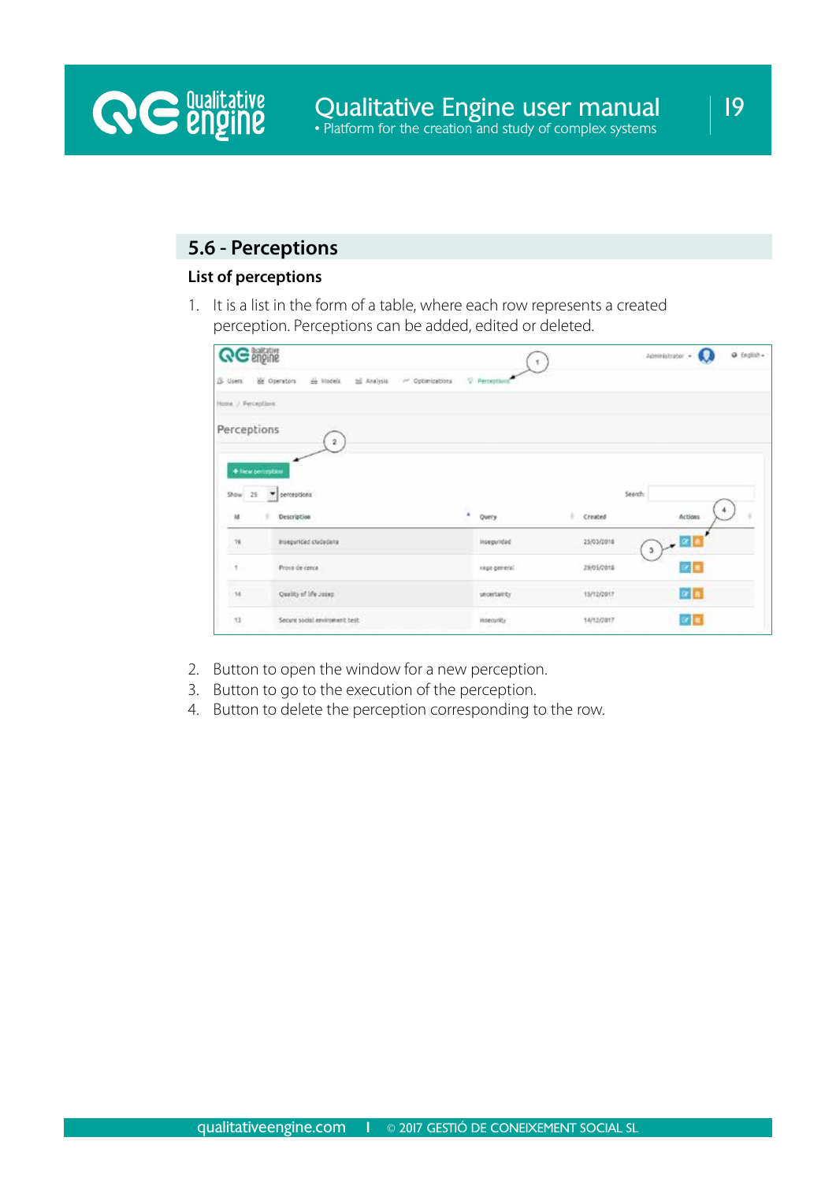## 5.6 - Perceptions

### List of perceptions

1. It is a list in the form of a table, where each row represents a created perception. Perceptions can be added, edited or deleted.

2. Button to open the window for a new perception.
3. Button to go to the execution of the perception.
4. Button to delete the perception corresponding to the row.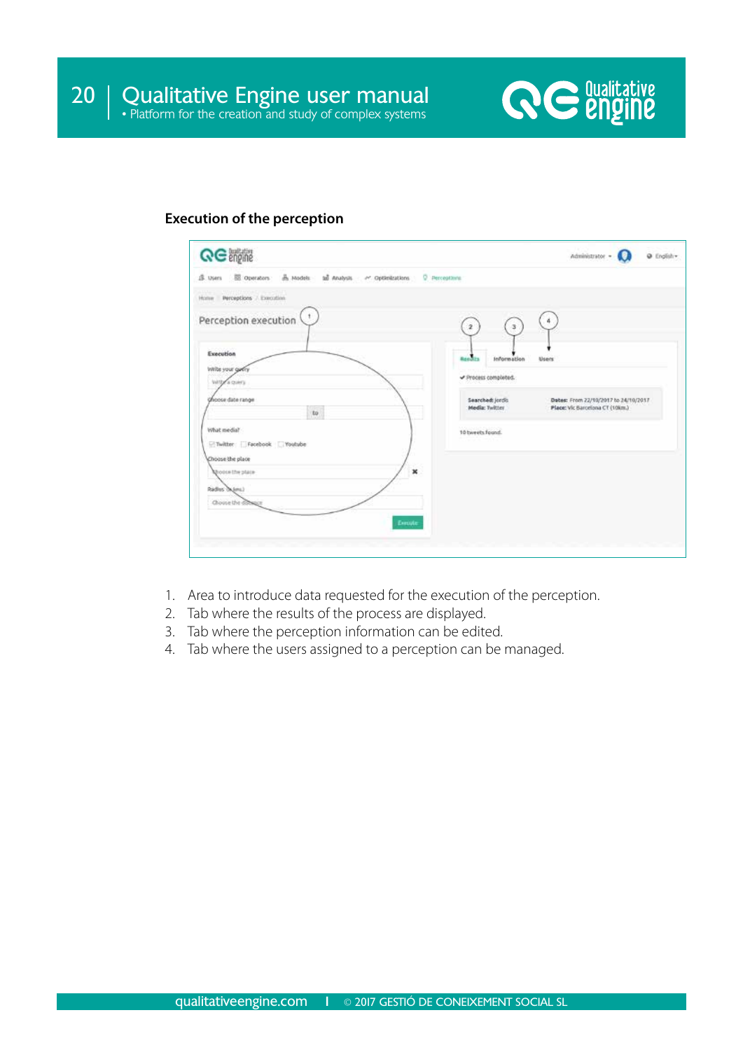### Execution of the perception

1. Area to introduce data requested for the execution of the perception.
2. Tab where the results of the process are displayed.
3. Tab where the perception information can be edited.
4. Tab where the users assigned to a perception can be managed.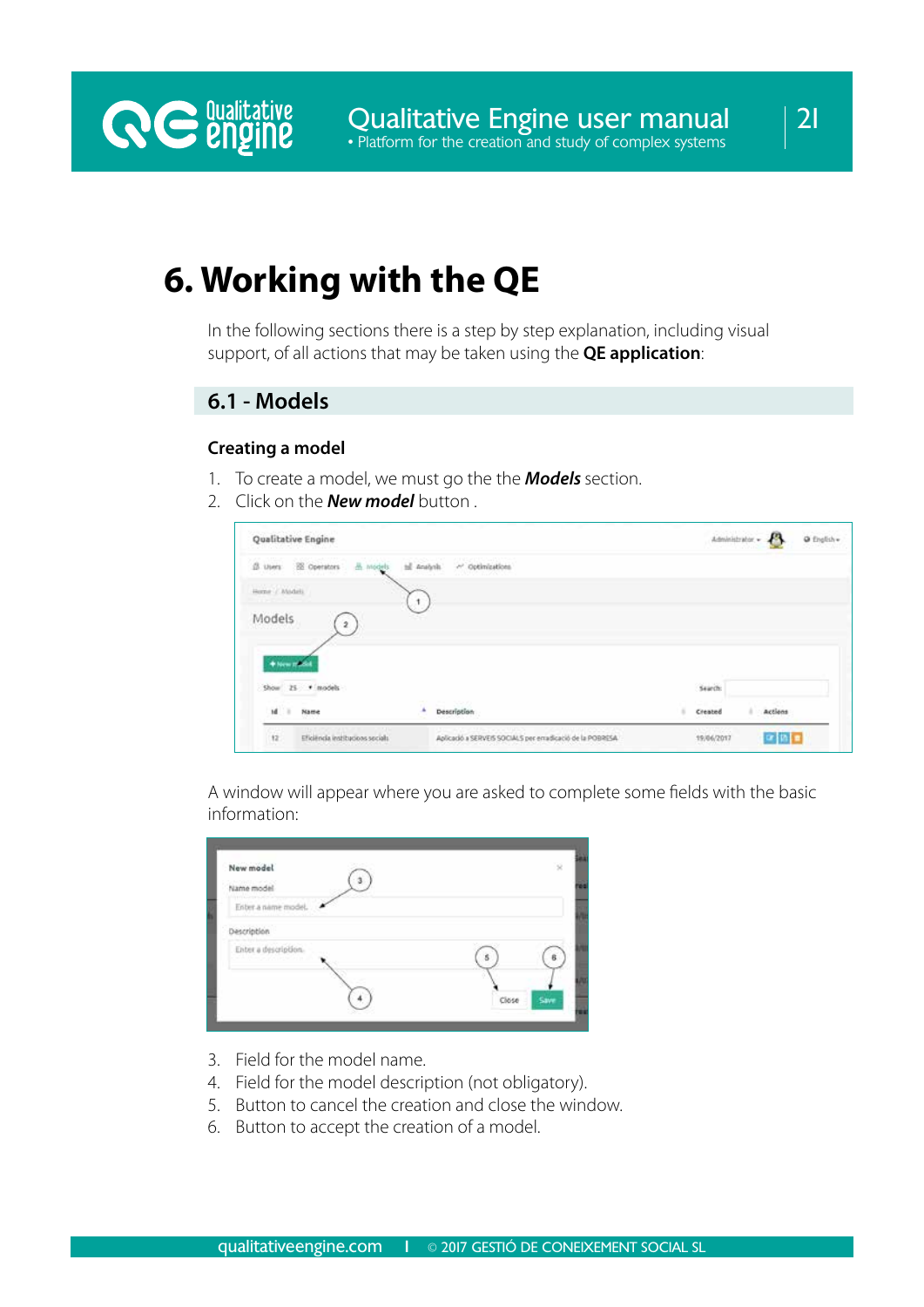# 6. Working with the QE

In the following sections there is a step by step explanation, including visual support, of all actions that may be taken using the **QE application**:

## 6.1 - Models

### Creating a model

1. To create a model, we must go the the ***Models*** section.
2. Click on the ***New model*** button .

A window will appear where you are asked to complete some fields with the basic information:

3. Field for the model name.
4. Field for the model description (not obligatory).
5. Button to cancel the creation and close the window.
6. Button to accept the creation of a model.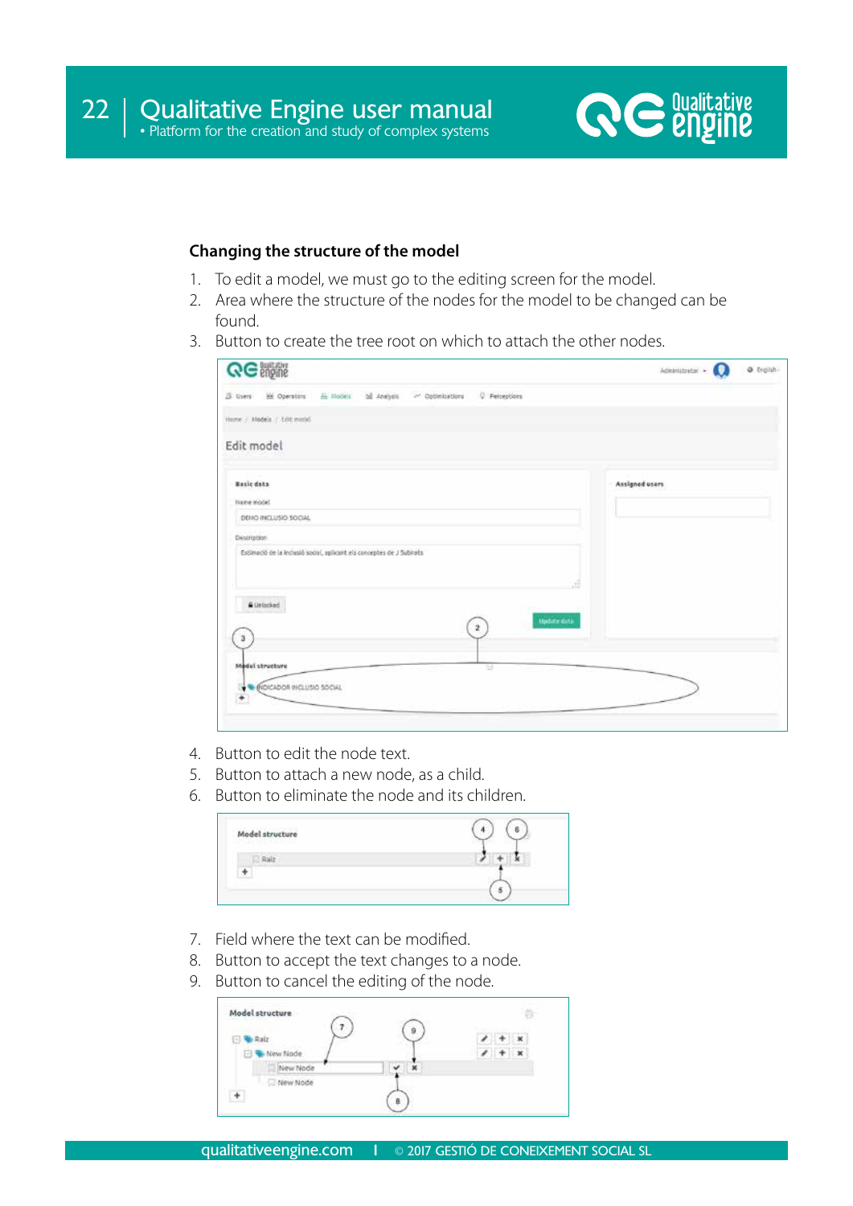### Changing the structure of the model

1. To edit a model, we must go to the editing screen for the model.
2. Area where the structure of the nodes for the model to be changed can be found.
3. Button to create the tree root on which to attach the other nodes.

4. Button to edit the node text.
5. Button to attach a new node, as a child.
6. Button to eliminate the node and its children.

7. Field where the text can be modified.
8. Button to accept the text changes to a node.
9. Button to cancel the editing of the node.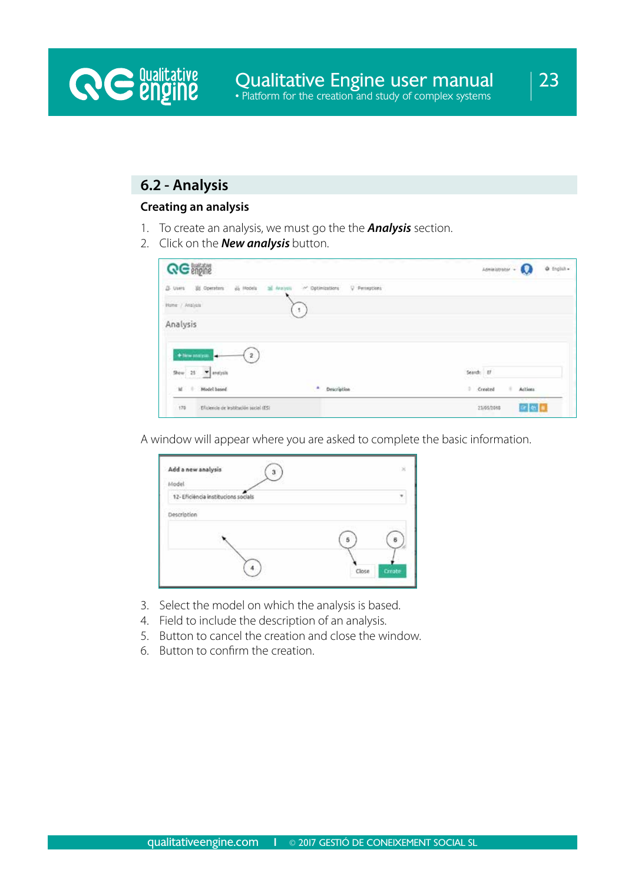## 6.2 - Analysis

### Creating an analysis

1. To create an analysis, we must go the the ***Analysis*** section.
2. Click on the ***New analysis*** button.

A window will appear where you are asked to complete the basic information.

3. Select the model on which the analysis is based.
4. Field to include the description of an analysis.
5. Button to cancel the creation and close the window.
6. Button to confirm the creation.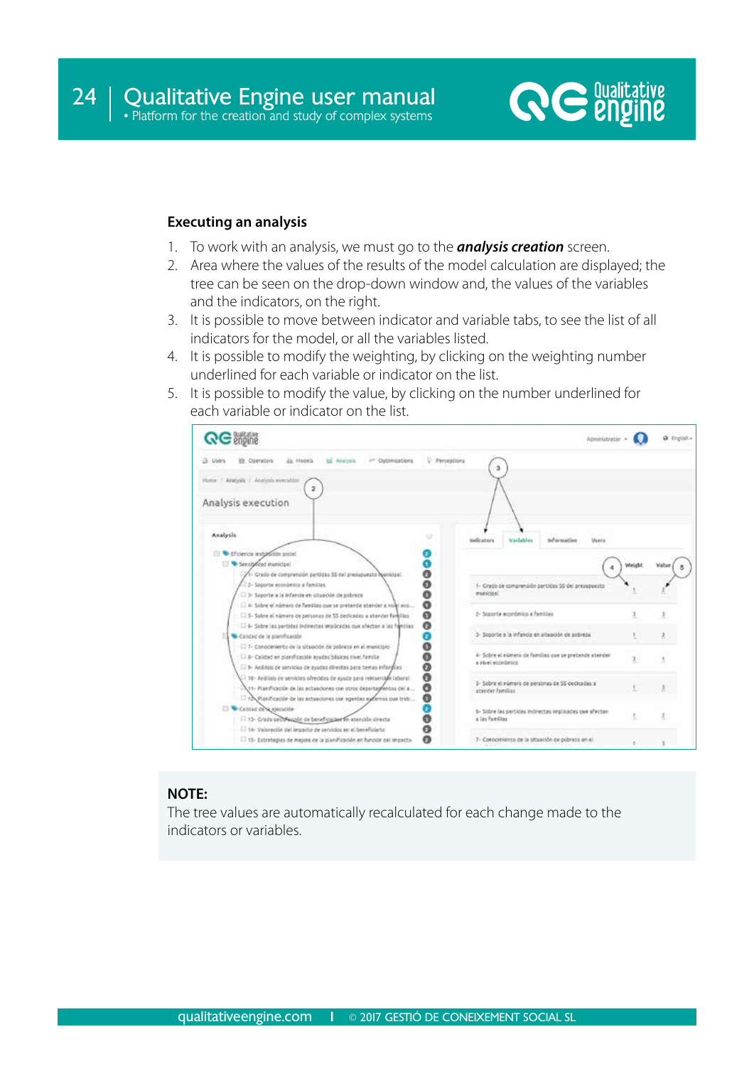### Executing an analysis

1. To work with an analysis, we must go to the ***analysis creation*** screen.
2. Area where the values of the results of the model calculation are displayed; the tree can be seen on the drop-down window and, the values of the variables and the indicators, on the right.
3. It is possible to move between indicator and variable tabs, to see the list of all indicators for the model, or all the variables listed.
4. It is possible to modify the weighting, by clicking on the weighting number underlined for each variable or indicator on the list.
5. It is possible to modify the value, by clicking on the number underlined for each variable or indicator on the list.

**NOTE:**
The tree values are automatically recalculated for each change made to the indicators or variables.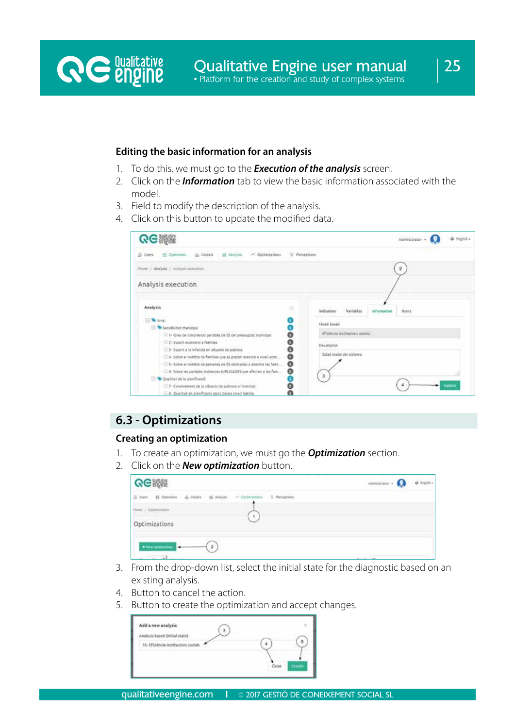### Editing the basic information for an analysis

1. To do this, we must go to the ***Execution of the analysis*** screen.
2. Click on the ***Information*** tab to view the basic information associated with the model.
3. Field to modify the description of the analysis.
4. Click on this button to update the modified data.

## 6.3 - Optimizations

### Creating an optimization

1. To create an optimization, we must go the ***Optimization*** section.
2. Click on the ***New optimization*** button.
3. From the drop-down list, select the initial state for the diagnostic based on an existing analysis.
4. Button to cancel the action.
5. Button to create the optimization and accept changes.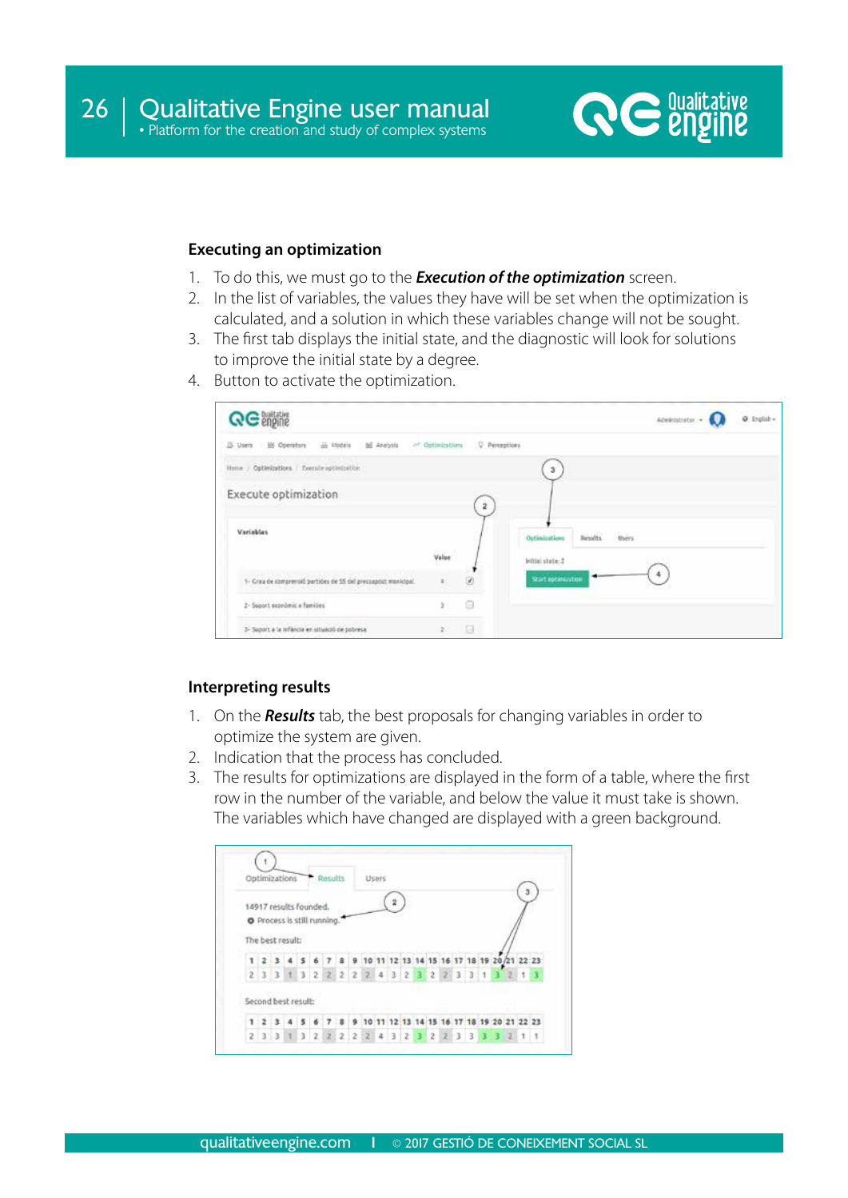### Executing an optimization

1. To do this, we must go to the ***Execution of the optimization*** screen.
2. In the list of variables, the values they have will be set when the optimization is calculated, and a solution in which these variables change will not be sought.
3. The first tab displays the initial state, and the diagnostic will look for solutions to improve the initial state by a degree.
4. Button to activate the optimization.

### Interpreting results

1. On the ***Results*** tab, the best proposals for changing variables in order to optimize the system are given.
2. Indication that the process has concluded.
3. The results for optimizations are displayed in the form of a table, where the first row in the number of the variable, and below the value it must take is shown. The variables which have changed are displayed with a green background.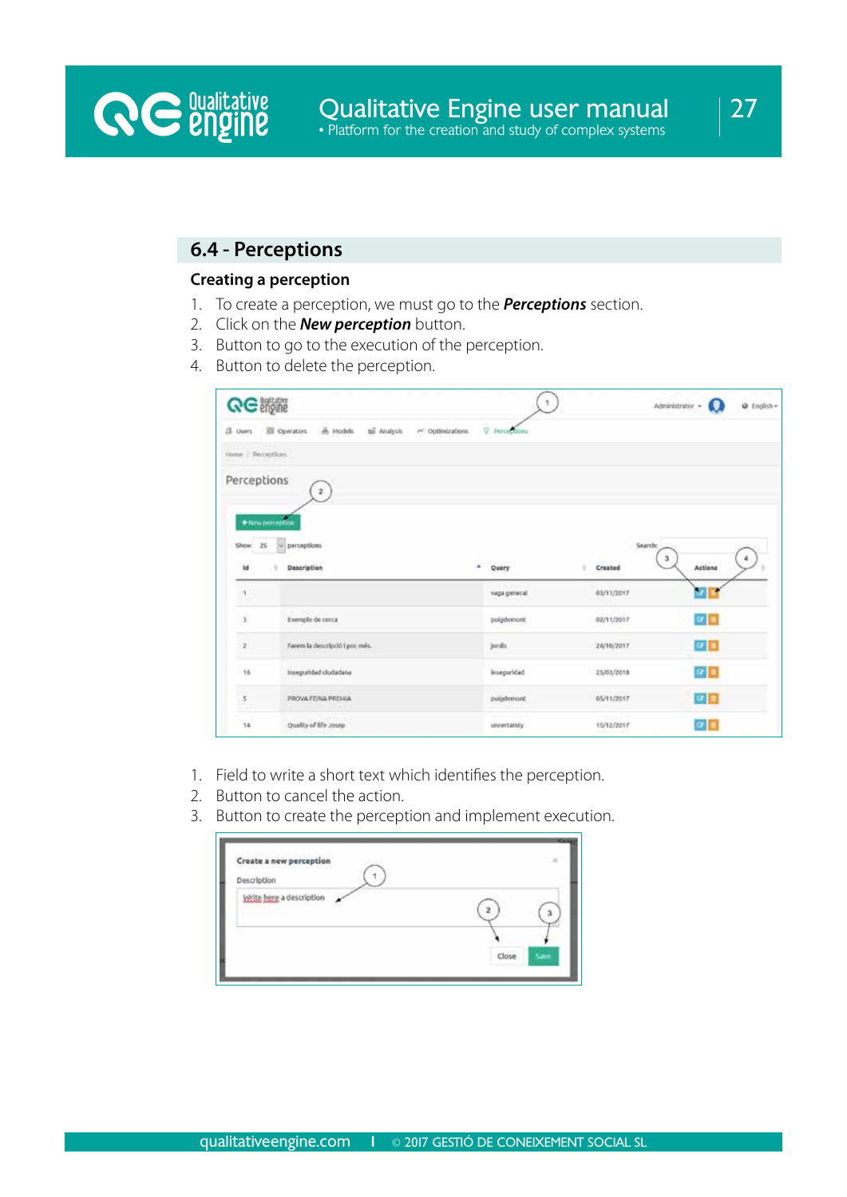## 6.4 - Perceptions

### Creating a perception

1. To create a perception, we must go to the ***Perceptions*** section.
2. Click on the ***New perception*** button.
3. Button to go to the execution of the perception.
4. Button to delete the perception.

1. Field to write a short text which identifies the perception.
2. Button to cancel the action.
3. Button to create the perception and implement execution.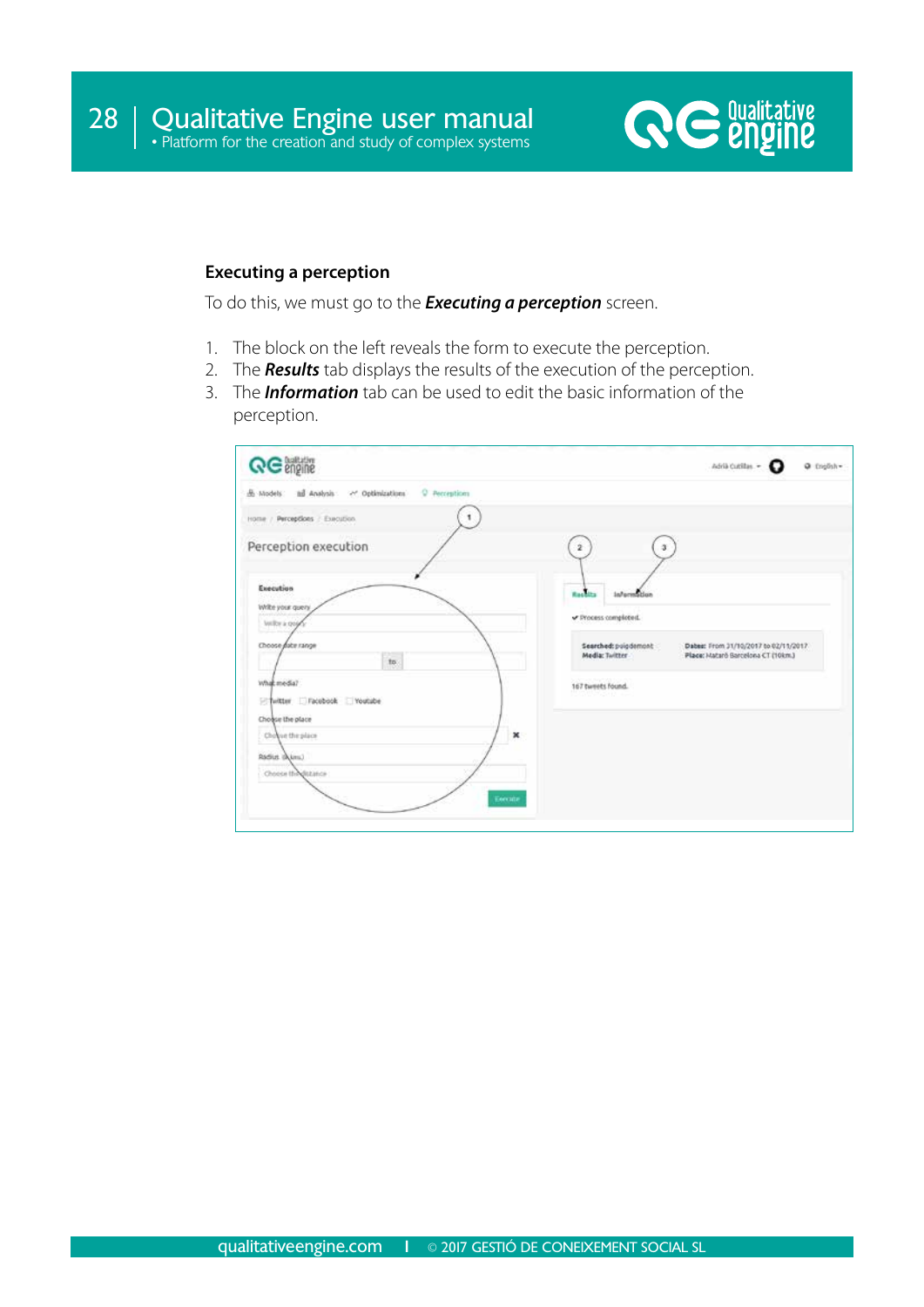### Executing a perception

To do this, we must go to the ***Executing a perception*** screen.

1. The block on the left reveals the form to execute the perception.
2. The ***Results*** tab displays the results of the execution of the perception.
3. The ***Information*** tab can be used to edit the basic information of the perception.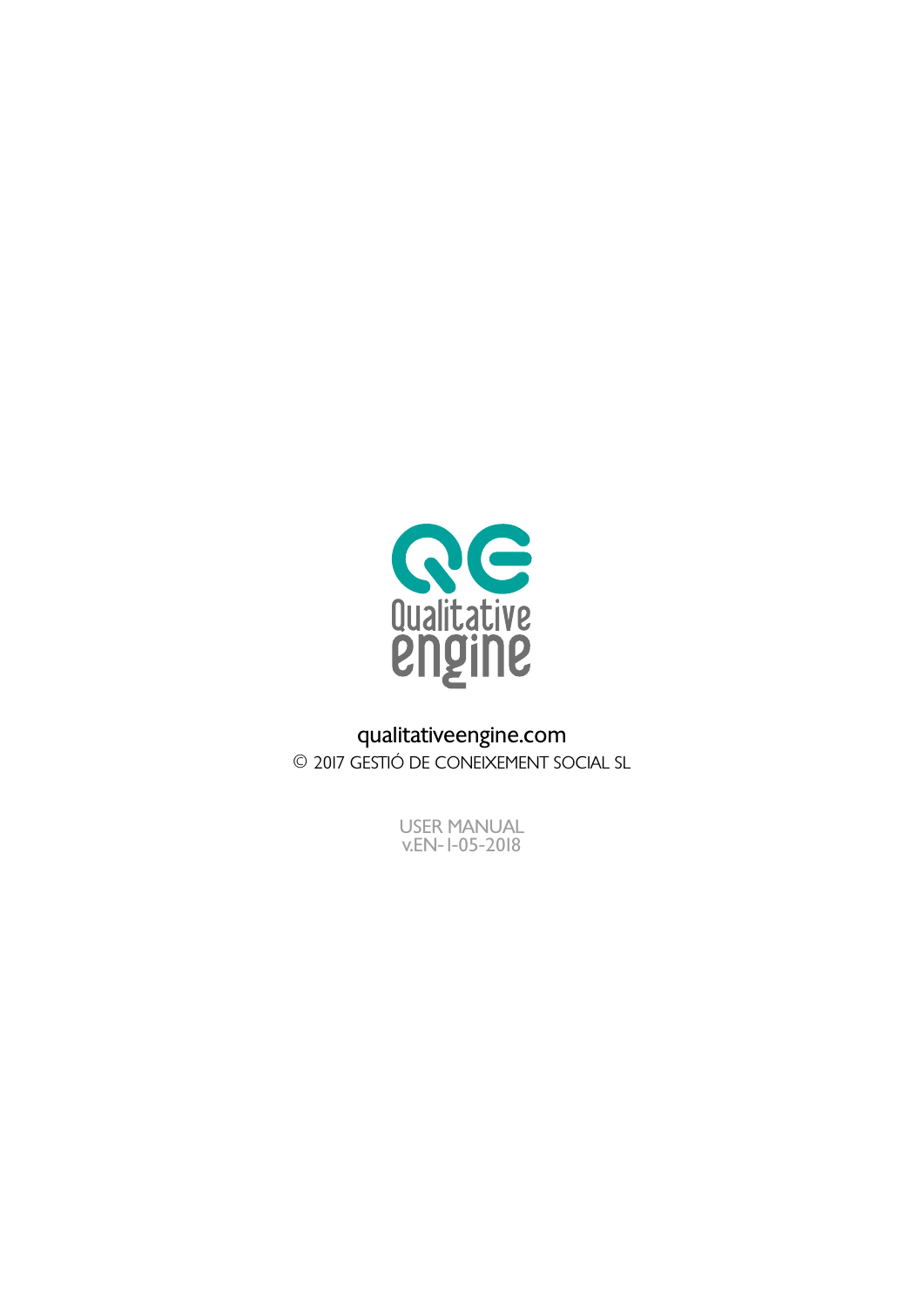QE

Qualitative engine

qualitativeengine.com

© 2017 GESTIÓ DE CONEIXEMENT SOCIAL SL

USER MANUAL

v.EN-1-05-2018